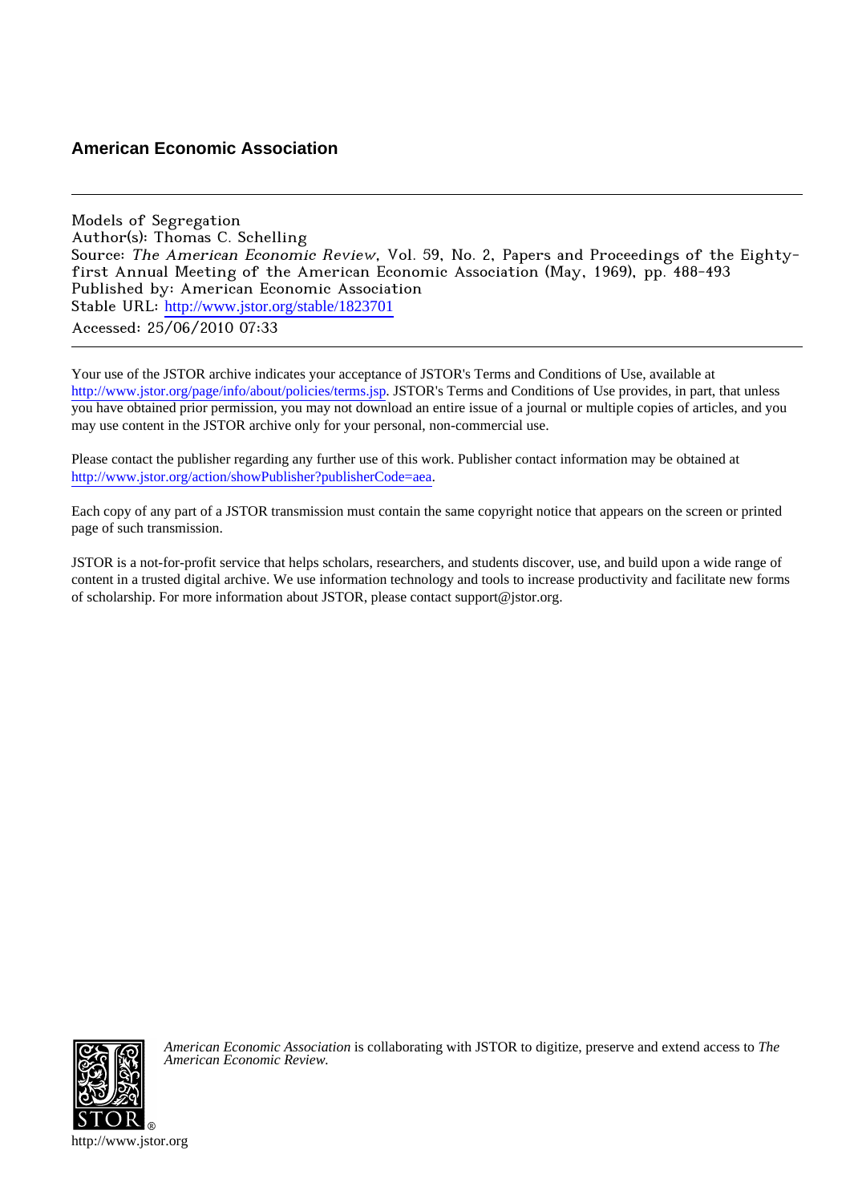# American Economic Association

---

Models of Segregation
Author(s): Thomas C. Schelling
Source: *The American Economic Review*, Vol. 59, No. 2, Papers and Proceedings of the Eighty-first Annual Meeting of the American Economic Association (May, 1969), pp. 488-493
Published by: American Economic Association
Stable URL: http://www.jstor.org/stable/1823701
Accessed: 25/06/2010 07:33

---

Your use of the JSTOR archive indicates your acceptance of JSTOR's Terms and Conditions of Use, available at http://www.jstor.org/page/info/about/policies/terms.jsp. JSTOR's Terms and Conditions of Use provides, in part, that unless you have obtained prior permission, you may not download an entire issue of a journal or multiple copies of articles, and you may use content in the JSTOR archive only for your personal, non-commercial use.

Please contact the publisher regarding any further use of this work. Publisher contact information may be obtained at http://www.jstor.org/action/showPublisher?publisherCode=aea.

Each copy of any part of a JSTOR transmission must contain the same copyright notice that appears on the screen or printed page of such transmission.

JSTOR is a not-for-profit service that helps scholars, researchers, and students discover, use, and build upon a wide range of content in a trusted digital archive. We use information technology and tools to increase productivity and facilitate new forms of scholarship. For more information about JSTOR, please contact support@jstor.org.

*American Economic Association* is collaborating with JSTOR to digitize, preserve and extend access to *The American Economic Review.*

http://www.jstor.org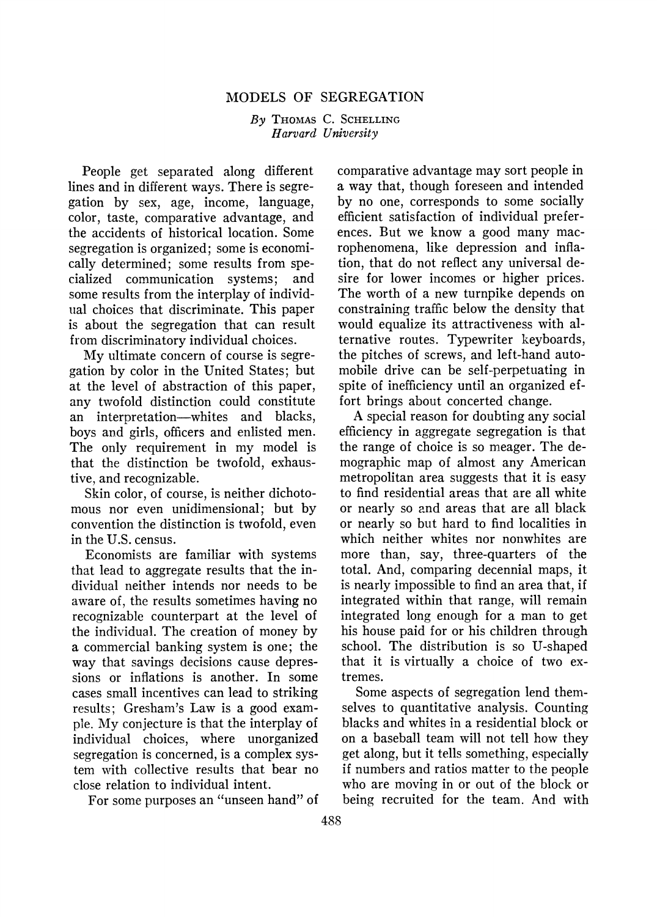# MODELS OF SEGREGATION

*By* THOMAS C. SCHELLING
*Harvard University*

People get separated along different lines and in different ways. There is segregation by sex, age, income, language, color, taste, comparative advantage, and the accidents of historical location. Some segregation is organized; some is economically determined; some results from specialized communication systems; and some results from the interplay of individual choices that discriminate. This paper is about the segregation that can result from discriminatory individual choices.

My ultimate concern of course is segregation by color in the United States; but at the level of abstraction of this paper, any twofold distinction could constitute an interpretation—whites and blacks, boys and girls, officers and enlisted men. The only requirement in my model is that the distinction be twofold, exhaustive, and recognizable.

Skin color, of course, is neither dichotomous nor even unidimensional; but by convention the distinction is twofold, even in the U.S. census.

Economists are familiar with systems that lead to aggregate results that the individual neither intends nor needs to be aware of, the results sometimes having no recognizable counterpart at the level of the individual. The creation of money by a commercial banking system is one; the way that savings decisions cause depressions or inflations is another. In some cases small incentives can lead to striking results; Gresham's Law is a good example. My conjecture is that the interplay of individual choices, where unorganized segregation is concerned, is a complex system with collective results that bear no close relation to individual intent.

For some purposes an "unseen hand" of comparative advantage may sort people in a way that, though foreseen and intended by no one, corresponds to some socially efficient satisfaction of individual preferences. But we know a good many macrophenomena, like depression and inflation, that do not reflect any universal desire for lower incomes or higher prices. The worth of a new turnpike depends on constraining traffic below the density that would equalize its attractiveness with alternative routes. Typewriter keyboards, the pitches of screws, and left-hand automobile drive can be self-perpetuating in spite of inefficiency until an organized effort brings about concerted change.

A special reason for doubting any social efficiency in aggregate segregation is that the range of choice is so meager. The demographic map of almost any American metropolitan area suggests that it is easy to find residential areas that are all white or nearly so and areas that are all black or nearly so but hard to find localities in which neither whites nor nonwhites are more than, say, three-quarters of the total. And, comparing decennial maps, it is nearly impossible to find an area that, if integrated within that range, will remain integrated long enough for a man to get his house paid for or his children through school. The distribution is so U-shaped that it is virtually a choice of two extremes.

Some aspects of segregation lend themselves to quantitative analysis. Counting blacks and whites in a residential block or on a baseball team will not tell how they get along, but it tells something, especially if numbers and ratios matter to the people who are moving in or out of the block or being recruited for the team. And with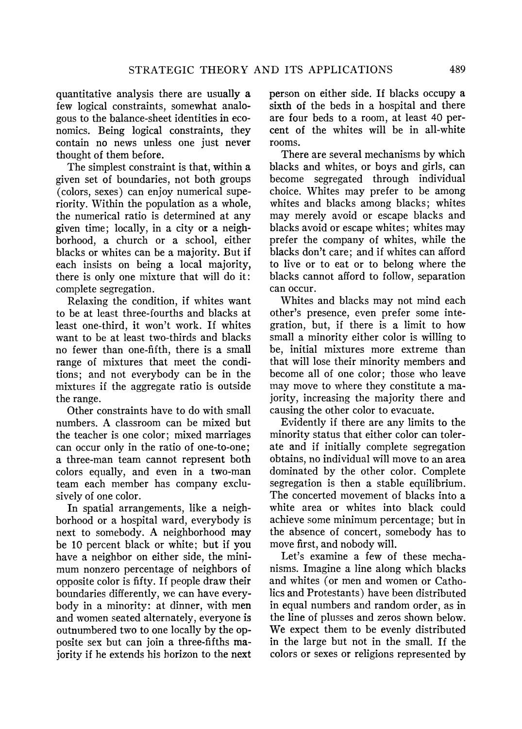quantitative analysis there are usually a few logical constraints, somewhat analogous to the balance-sheet identities in economics. Being logical constraints, they contain no news unless one just never thought of them before.

The simplest constraint is that, within a given set of boundaries, not both groups (colors, sexes) can enjoy numerical superiority. Within the population as a whole, the numerical ratio is determined at any given time; locally, in a city or a neighborhood, a church or a school, either blacks or whites can be a majority. But if each insists on being a local majority, there is only one mixture that will do it: complete segregation.

Relaxing the condition, if whites want to be at least three-fourths and blacks at least one-third, it won't work. If whites want to be at least two-thirds and blacks no fewer than one-fifth, there is a small range of mixtures that meet the conditions; and not everybody can be in the mixtures if the aggregate ratio is outside the range.

Other constraints have to do with small numbers. A classroom can be mixed but the teacher is one color; mixed marriages can occur only in the ratio of one-to-one; a three-man team cannot represent both colors equally, and even in a two-man team each member has company exclusively of one color.

In spatial arrangements, like a neighborhood or a hospital ward, everybody is next to somebody. A neighborhood may be 10 percent black or white; but if you have a neighbor on either side, the minimum nonzero percentage of neighbors of opposite color is fifty. If people draw their boundaries differently, we can have everybody in a minority: at dinner, with men and women seated alternately, everyone is outnumbered two to one locally by the opposite sex but can join a three-fifths majority if he extends his horizon to the next person on either side. If blacks occupy a sixth of the beds in a hospital and there are four beds to a room, at least 40 percent of the whites will be in all-white rooms.

There are several mechanisms by which blacks and whites, or boys and girls, can become segregated through individual choice. Whites may prefer to be among whites and blacks among blacks; whites may merely avoid or escape blacks and blacks avoid or escape whites; whites may prefer the company of whites, while the blacks don't care; and if whites can afford to live or to eat or to belong where the blacks cannot afford to follow, separation can occur.

Whites and blacks may not mind each other's presence, even prefer some integration, but, if there is a limit to how small a minority either color is willing to be, initial mixtures more extreme than that will lose their minority members and become all of one color; those who leave may move to where they constitute a majority, increasing the majority there and causing the other color to evacuate.

Evidently if there are any limits to the minority status that either color can tolerate and if initially complete segregation obtains, no individual will move to an area dominated by the other color. Complete segregation is then a stable equilibrium. The concerted movement of blacks into a white area or whites into black could achieve some minimum percentage; but in the absence of concert, somebody has to move first, and nobody will.

Let's examine a few of these mechanisms. Imagine a line along which blacks and whites (or men and women or Catholics and Protestants) have been distributed in equal numbers and random order, as in the line of plusses and zeros shown below. We expect them to be evenly distributed in the large but not in the small. If the colors or sexes or religions represented by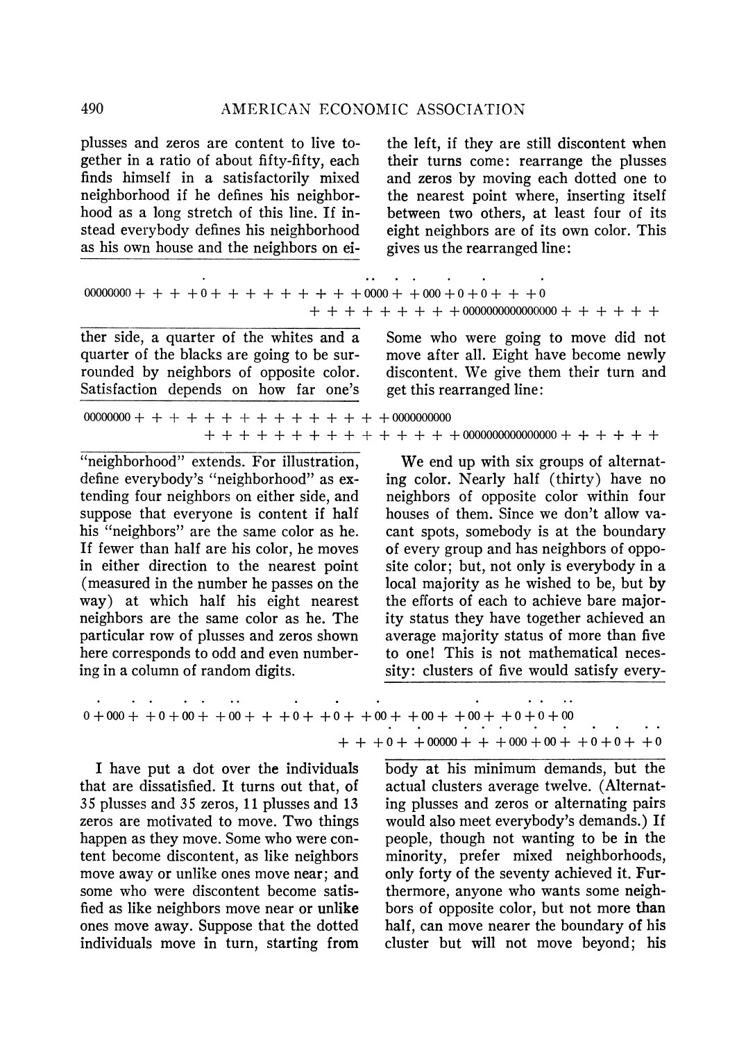plusses and zeros are content to live together in a ratio of about fifty-fifty, each finds himself in a satisfactorily mixed neighborhood if he defines his neighborhood as a long stretch of this line. If instead everybody defines his neighborhood as his own house and the neighbors on either side, a quarter of the whites and a quarter of the blacks are going to be surrounded by neighbors of opposite color. Satisfaction depends on how far one's "neighborhood" extends. For illustration, define everybody's "neighborhood" as extending four neighbors on either side, and suppose that everyone is content if half his "neighbors" are the same color as he. If fewer than half are his color, he moves in either direction to the nearest point (measured in the number he passes on the way) at which half his eight nearest neighbors are the same color as he. The particular row of plusses and zeros shown here corresponds to odd and even numbering in a column of random digits.

```
.    . .   . .   ..     .     .     .            .      . .  ..
0 + 000 +  + 0 + 00 +  + 00 +  +  + 0 +  + 0 +  + 00 +  + 00 +  + 00 +  + 0 + 0 + 00
                                        .   .  .  .  .    .    .     .   .
                                  +  +  + 0 +  + 00000 +  +  + 000 + 00 +  + 0 + 0 +  + 0
```

I have put a dot over the individuals that are dissatisfied. It turns out that, of 35 plusses and 35 zeros, 11 plusses and 13 zeros are motivated to move. Two things happen as they move. Some who were content become discontent, as like neighbors move away or unlike ones move near; and some who were discontent become satisfied as like neighbors move near or unlike ones move away. Suppose that the dotted individuals move in turn, starting from the left, if they are still discontent when their turns come: rearrange the plusses and zeros by moving each dotted one to the nearest point where, inserting itself between two others, at least four of its eight neighbors are of its own color. This gives us the rearranged line:

```
           .                                       ..  .    .     .      .
00000000 +  +  +  + 0 +  +  +  +  +  +  +  +  + 0000 +  + 000 + 0 + 0 +  +  + 0
                                    +  +  +  +  +  +  +  + 0000000000000000 +  +  +  +  +  +
```

Some who were going to move did not move after all. Eight have become newly discontent. We give them their turn and get this rearranged line:

```
00000000 +  +  +  +  +  +  +  +  +  +  +  +  +  +  + 0000000000
                   +  +  +  +  +  +  +  +  +  +  +  +  +  +  + 0000000000000000 +  +  +  +  +  +
```

We end up with six groups of alternating color. Nearly half (thirty) have no neighbors of opposite color within four houses of them. Since we don't allow vacant spots, somebody is at the boundary of every group and has neighbors of opposite color; but, not only is everybody in a local majority as he wished to be, but by the efforts of each to achieve bare majority status they have together achieved an average majority status of more than five to one! This is not mathematical necessity: clusters of five would satisfy everybody at his minimum demands, but the actual clusters average twelve. (Alternating plusses and zeros or alternating pairs would also meet everybody's demands.) If people, though not wanting to be in the minority, prefer mixed neighborhoods, only forty of the seventy achieved it. Furthermore, anyone who wants some neighbors of opposite color, but not more than half, can move nearer the boundary of his cluster but will not move beyond; his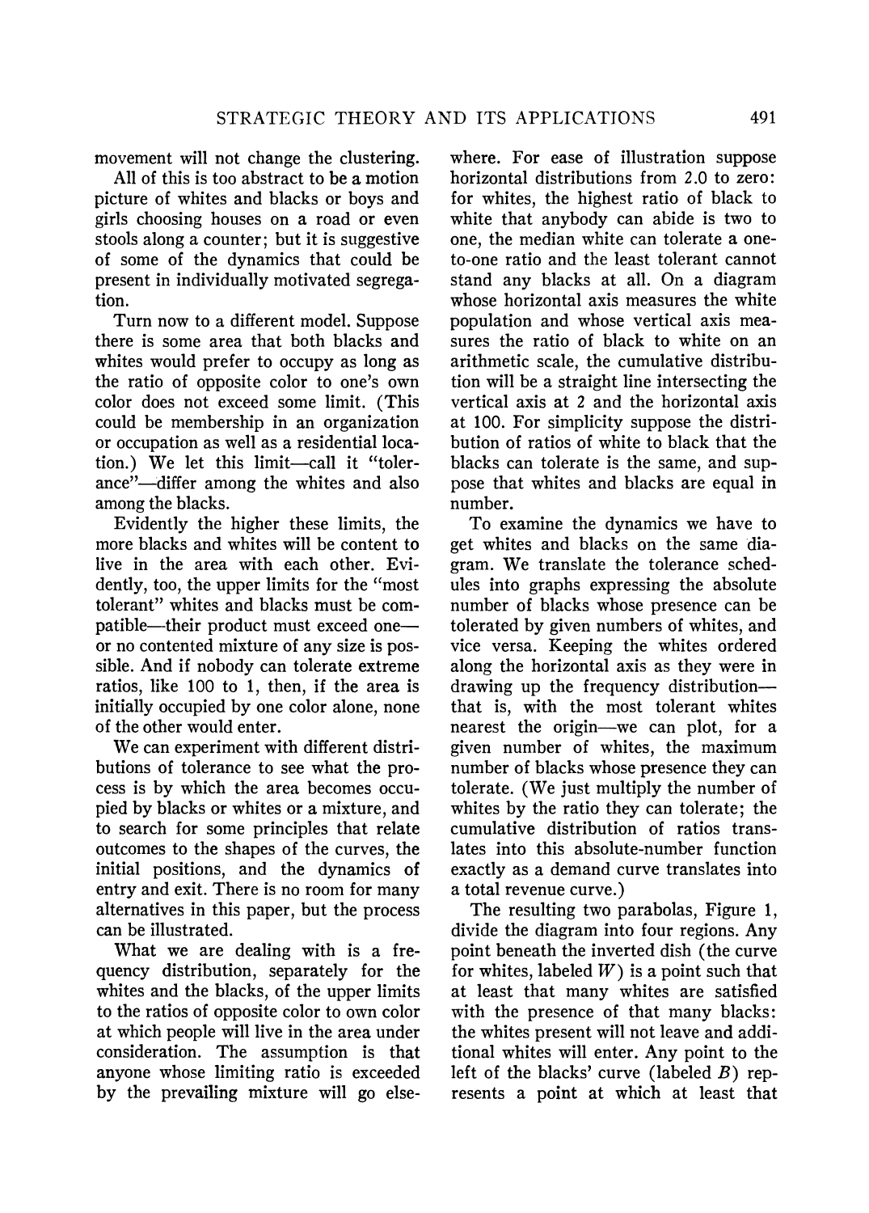movement will not change the clustering.

All of this is too abstract to be a motion picture of whites and blacks or boys and girls choosing houses on a road or even stools along a counter; but it is suggestive of some of the dynamics that could be present in individually motivated segregation.

Turn now to a different model. Suppose there is some area that both blacks and whites would prefer to occupy as long as the ratio of opposite color to one's own color does not exceed some limit. (This could be membership in an organization or occupation as well as a residential location.) We let this limit—call it "tolerance"—differ among the whites and also among the blacks.

Evidently the higher these limits, the more blacks and whites will be content to live in the area with each other. Evidently, too, the upper limits for the "most tolerant" whites and blacks must be compatible—their product must exceed one—or no contented mixture of any size is possible. And if nobody can tolerate extreme ratios, like 100 to 1, then, if the area is initially occupied by one color alone, none of the other would enter.

We can experiment with different distributions of tolerance to see what the process is by which the area becomes occupied by blacks or whites or a mixture, and to search for some principles that relate outcomes to the shapes of the curves, the initial positions, and the dynamics of entry and exit. There is no room for many alternatives in this paper, but the process can be illustrated.

What we are dealing with is a frequency distribution, separately for the whites and the blacks, of the upper limits to the ratios of opposite color to own color at which people will live in the area under consideration. The assumption is that anyone whose limiting ratio is exceeded by the prevailing mixture will go elsewhere. For ease of illustration suppose horizontal distributions from 2.0 to zero: for whites, the highest ratio of black to white that anybody can abide is two to one, the median white can tolerate a one-to-one ratio and the least tolerant cannot stand any blacks at all. On a diagram whose horizontal axis measures the white population and whose vertical axis measures the ratio of black to white on an arithmetic scale, the cumulative distribution will be a straight line intersecting the vertical axis at 2 and the horizontal axis at 100. For simplicity suppose the distribution of ratios of white to black that the blacks can tolerate is the same, and suppose that whites and blacks are equal in number.

To examine the dynamics we have to get whites and blacks on the same diagram. We translate the tolerance schedules into graphs expressing the absolute number of blacks whose presence can be tolerated by given numbers of whites, and vice versa. Keeping the whites ordered along the horizontal axis as they were in drawing up the frequency distribution—that is, with the most tolerant whites nearest the origin—we can plot, for a given number of whites, the maximum number of blacks whose presence they can tolerate. (We just multiply the number of whites by the ratio they can tolerate; the cumulative distribution of ratios translates into this absolute-number function exactly as a demand curve translates into a total revenue curve.)

The resulting two parabolas, Figure 1, divide the diagram into four regions. Any point beneath the inverted dish (the curve for whites, labeled $W$) is a point such that at least that many whites are satisfied with the presence of that many blacks: the whites present will not leave and additional whites will enter. Any point to the left of the blacks' curve (labeled $B$) represents a point at which at least that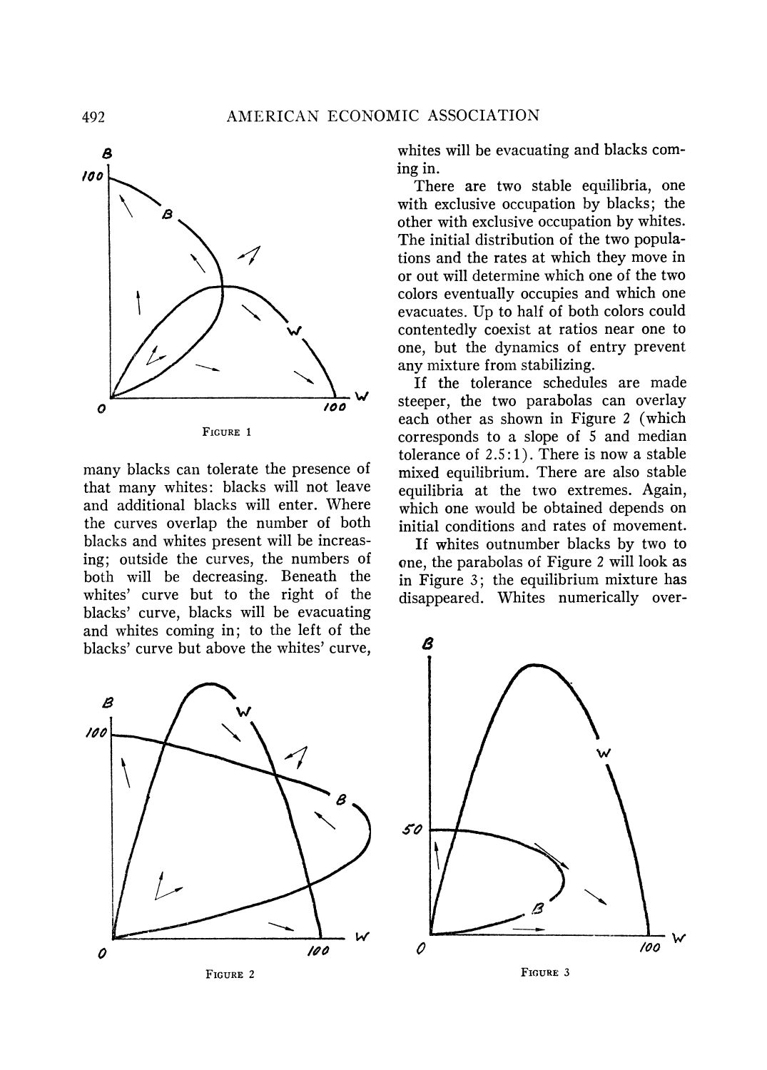FIGURE 1

many blacks can tolerate the presence of that many whites: blacks will not leave and additional blacks will enter. Where the curves overlap the number of both blacks and whites present will be increasing; outside the curves, the numbers of both will be decreasing. Beneath the whites' curve but to the right of the blacks' curve, blacks will be evacuating and whites coming in; to the left of the blacks' curve but above the whites' curve, whites will be evacuating and blacks coming in.

There are two stable equilibria, one with exclusive occupation by blacks; the other with exclusive occupation by whites. The initial distribution of the two populations and the rates at which they move in or out will determine which one of the two colors eventually occupies and which one evacuates. Up to half of both colors could contentedly coexist at ratios near one to one, but the dynamics of entry prevent any mixture from stabilizing.

If the tolerance schedules are made steeper, the two parabolas can overlay each other as shown in Figure 2 (which corresponds to a slope of 5 and median tolerance of 2.5:1). There is now a stable mixed equilibrium. There are also stable equilibria at the two extremes. Again, which one would be obtained depends on initial conditions and rates of movement.

If whites outnumber blacks by two to one, the parabolas of Figure 2 will look as in Figure 3; the equilibrium mixture has disappeared. Whites numerically over-

FIGURE 2

FIGURE 3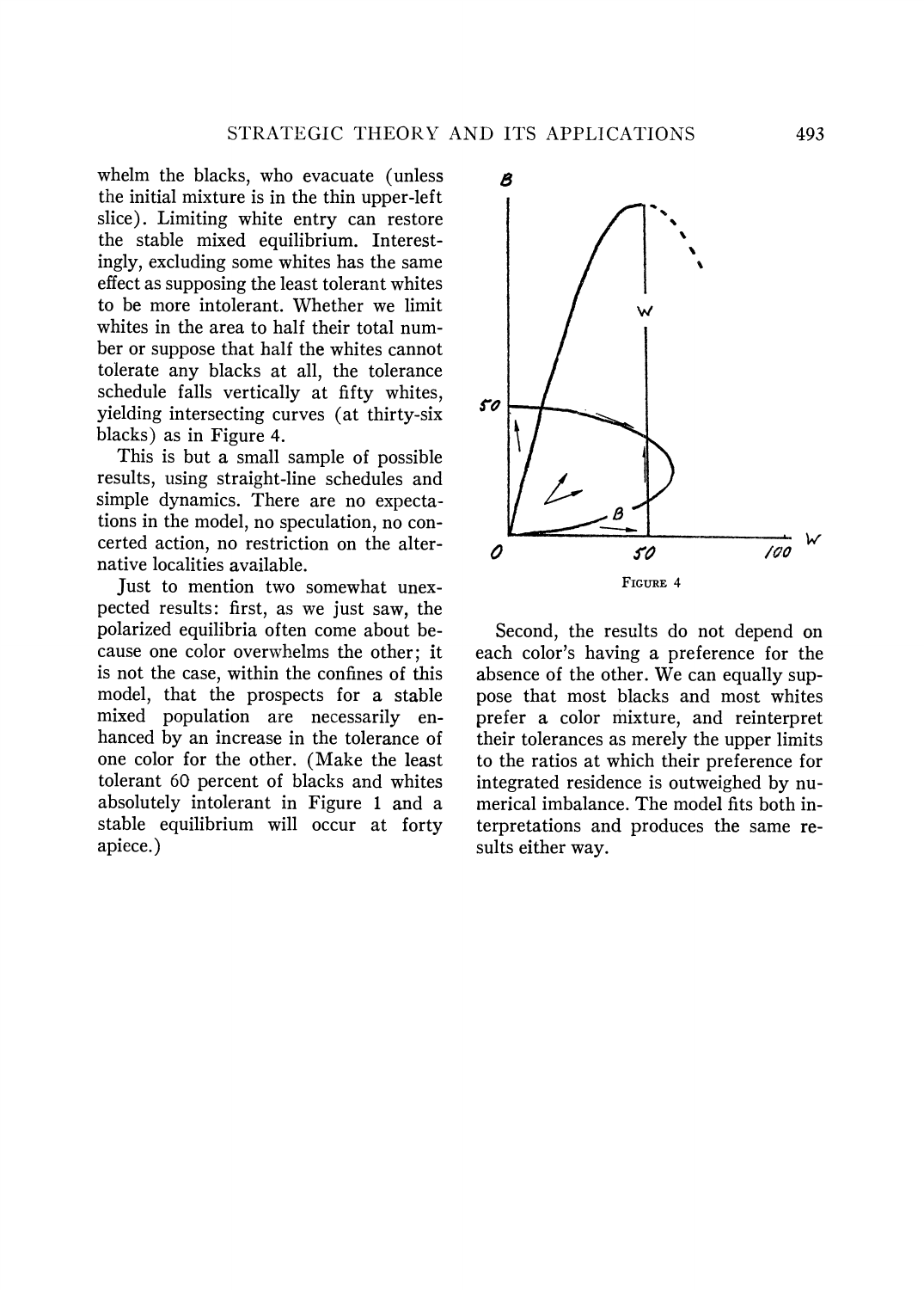whelm the blacks, who evacuate (unless the initial mixture is in the thin upper-left slice). Limiting white entry can restore the stable mixed equilibrium. Interestingly, excluding some whites has the same effect as supposing the least tolerant whites to be more intolerant. Whether we limit whites in the area to half their total number or suppose that half the whites cannot tolerate any blacks at all, the tolerance schedule falls vertically at fifty whites, yielding intersecting curves (at thirty-six blacks) as in Figure 4.

This is but a small sample of possible results, using straight-line schedules and simple dynamics. There are no expectations in the model, no speculation, no concerted action, no restriction on the alternative localities available.

Just to mention two somewhat unexpected results: first, as we just saw, the polarized equilibria often come about because one color overwhelms the other; it is not the case, within the confines of this model, that the prospects for a stable mixed population are necessarily enhanced by an increase in the tolerance of one color for the other. (Make the least tolerant 60 percent of blacks and whites absolutely intolerant in Figure 1 and a stable equilibrium will occur at forty apiece.)

B

W

50

B

0

50

100

W

FIGURE 4

Second, the results do not depend on each color's having a preference for the absence of the other. We can equally suppose that most blacks and most whites prefer a color mixture, and reinterpret their tolerances as merely the upper limits to the ratios at which their preference for integrated residence is outweighed by numerical imbalance. The model fits both interpretations and produces the same results either way.